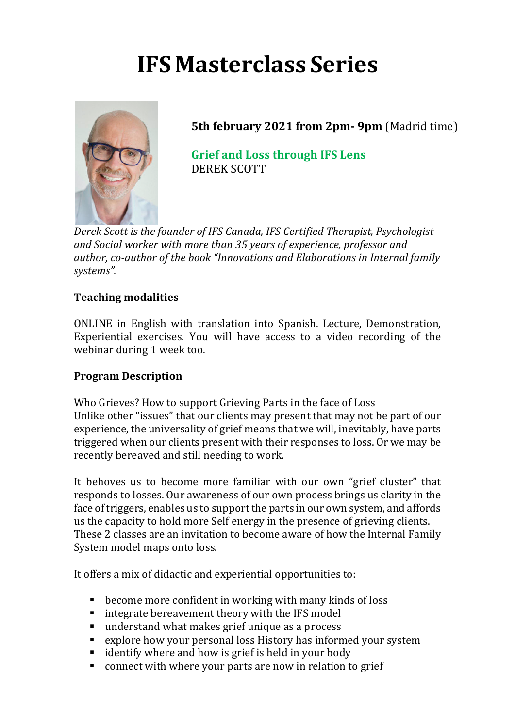# IFS Masterclass Series

**5th february 2021 from 2pm- 9pm** (Madrid time)

**Grief and Loss through IFS Lens**
DEREK SCOTT

*Derek Scott is the founder of IFS Canada, IFS Certified Therapist, Psychologist and Social worker with more than 35 years of experience, professor and author, co-author of the book "Innovations and Elaborations in Internal family systems".*

**Teaching modalities**

ONLINE in English with translation into Spanish. Lecture, Demonstration, Experiential exercises. You will have access to a video recording of the webinar during 1 week too.

**Program Description**

Who Grieves? How to support Grieving Parts in the face of Loss
Unlike other "issues" that our clients may present that may not be part of our experience, the universality of grief means that we will, inevitably, have parts triggered when our clients present with their responses to loss. Or we may be recently bereaved and still needing to work.

It behoves us to become more familiar with our own "grief cluster" that responds to losses. Our awareness of our own process brings us clarity in the face of triggers, enables us to support the parts in our own system, and affords us the capacity to hold more Self energy in the presence of grieving clients. These 2 classes are an invitation to become aware of how the Internal Family System model maps onto loss.

It offers a mix of didactic and experiential opportunities to:

- become more confident in working with many kinds of loss
- integrate bereavement theory with the IFS model
- understand what makes grief unique as a process
- explore how your personal loss History has informed your system
- identify where and how is grief is held in your body
- connect with where your parts are now in relation to grief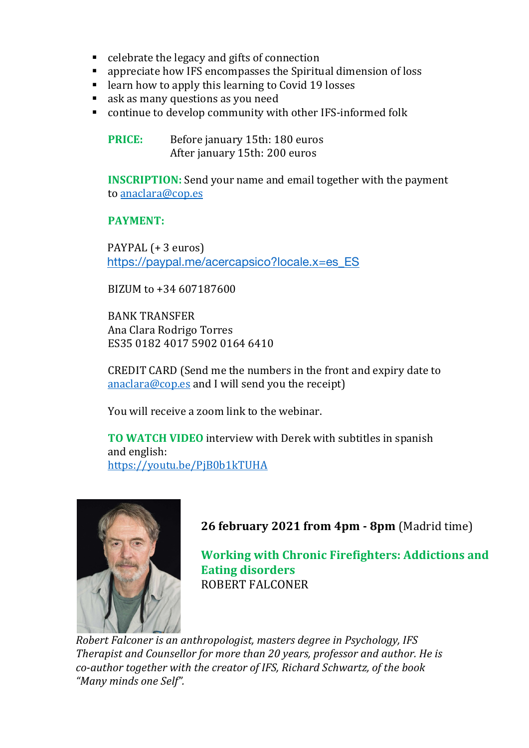- celebrate the legacy and gifts of connection
- appreciate how IFS encompasses the Spiritual dimension of loss
- learn how to apply this learning to Covid 19 losses
- ask as many questions as you need
- continue to develop community with other IFS-informed folk

**PRICE:** Before january 15th: 180 euros
After january 15th: 200 euros

**INSCRIPTION:** Send your name and email together with the payment to anaclara@cop.es

**PAYMENT:**

PAYPAL (+ 3 euros)
https://paypal.me/acercapsico?locale.x=es_ES

BIZUM to +34 607187600

BANK TRANSFER
Ana Clara Rodrigo Torres
ES35 0182 4017 5902 0164 6410

CREDIT CARD (Send me the numbers in the front and expiry date to anaclara@cop.es and I will send you the receipt)

You will receive a zoom link to the webinar.

**TO WATCH VIDEO** interview with Derek with subtitles in spanish and english:
https://youtu.be/PjB0b1kTUHA

**26 february 2021 from 4pm - 8pm** (Madrid time)

**Working with Chronic Firefighters: Addictions and Eating disorders**
ROBERT FALCONER

*Robert Falconer is an anthropologist, masters degree in Psychology, IFS Therapist and Counsellor for more than 20 years, professor and author. He is co-author together with the creator of IFS, Richard Schwartz, of the book "Many minds one Self".*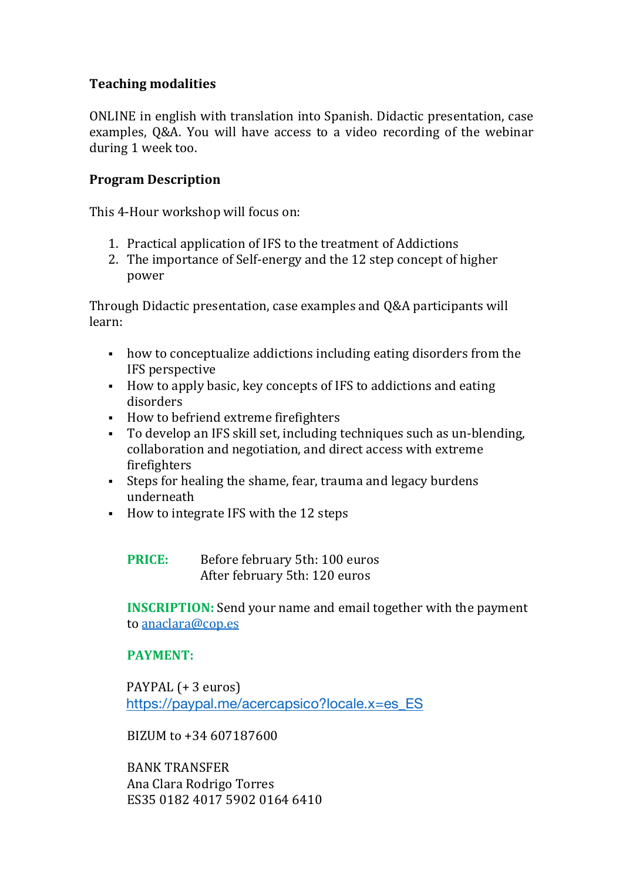**Teaching modalities**

ONLINE in english with translation into Spanish. Didactic presentation, case examples, Q&A. You will have access to a video recording of the webinar during 1 week too.

**Program Description**

This 4-Hour workshop will focus on:

1. Practical application of IFS to the treatment of Addictions
2. The importance of Self-energy and the 12 step concept of higher power

Through Didactic presentation, case examples and Q&A participants will learn:

- how to conceptualize addictions including eating disorders from the IFS perspective
- How to apply basic, key concepts of IFS to addictions and eating disorders
- How to befriend extreme firefighters
- To develop an IFS skill set, including techniques such as un-blending, collaboration and negotiation, and direct access with extreme firefighters
- Steps for healing the shame, fear, trauma and legacy burdens underneath
- How to integrate IFS with the 12 steps

**PRICE:** Before february 5th: 100 euros
After february 5th: 120 euros

**INSCRIPTION:** Send your name and email together with the payment to anaclara@cop.es

**PAYMENT:**

PAYPAL (+ 3 euros)
https://paypal.me/acercapsico?locale.x=es_ES

BIZUM to +34 607187600

BANK TRANSFER
Ana Clara Rodrigo Torres
ES35 0182 4017 5902 0164 6410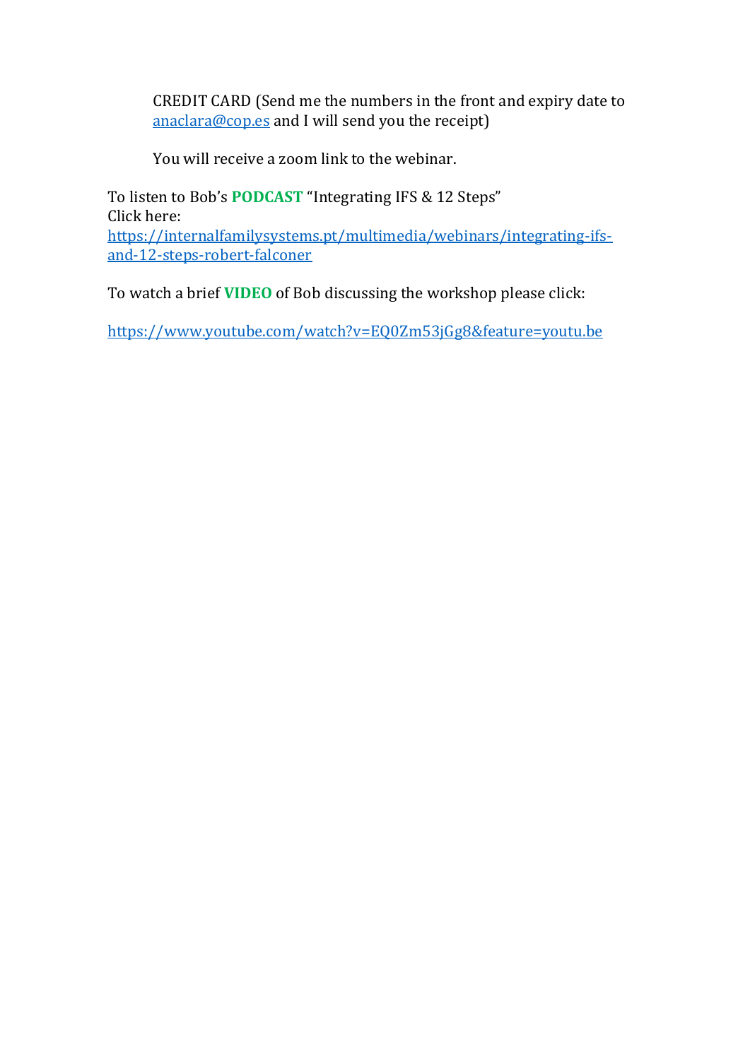CREDIT CARD (Send me the numbers in the front and expiry date to anaclara@cop.es and I will send you the receipt)

You will receive a zoom link to the webinar.

To listen to Bob's **PODCAST** "Integrating IFS & 12 Steps"
Click here:
https://internalfamilysystems.pt/multimedia/webinars/integrating-ifs-and-12-steps-robert-falconer

To watch a brief **VIDEO** of Bob discussing the workshop please click:

https://www.youtube.com/watch?v=EQ0Zm53jGg8&feature=youtu.be